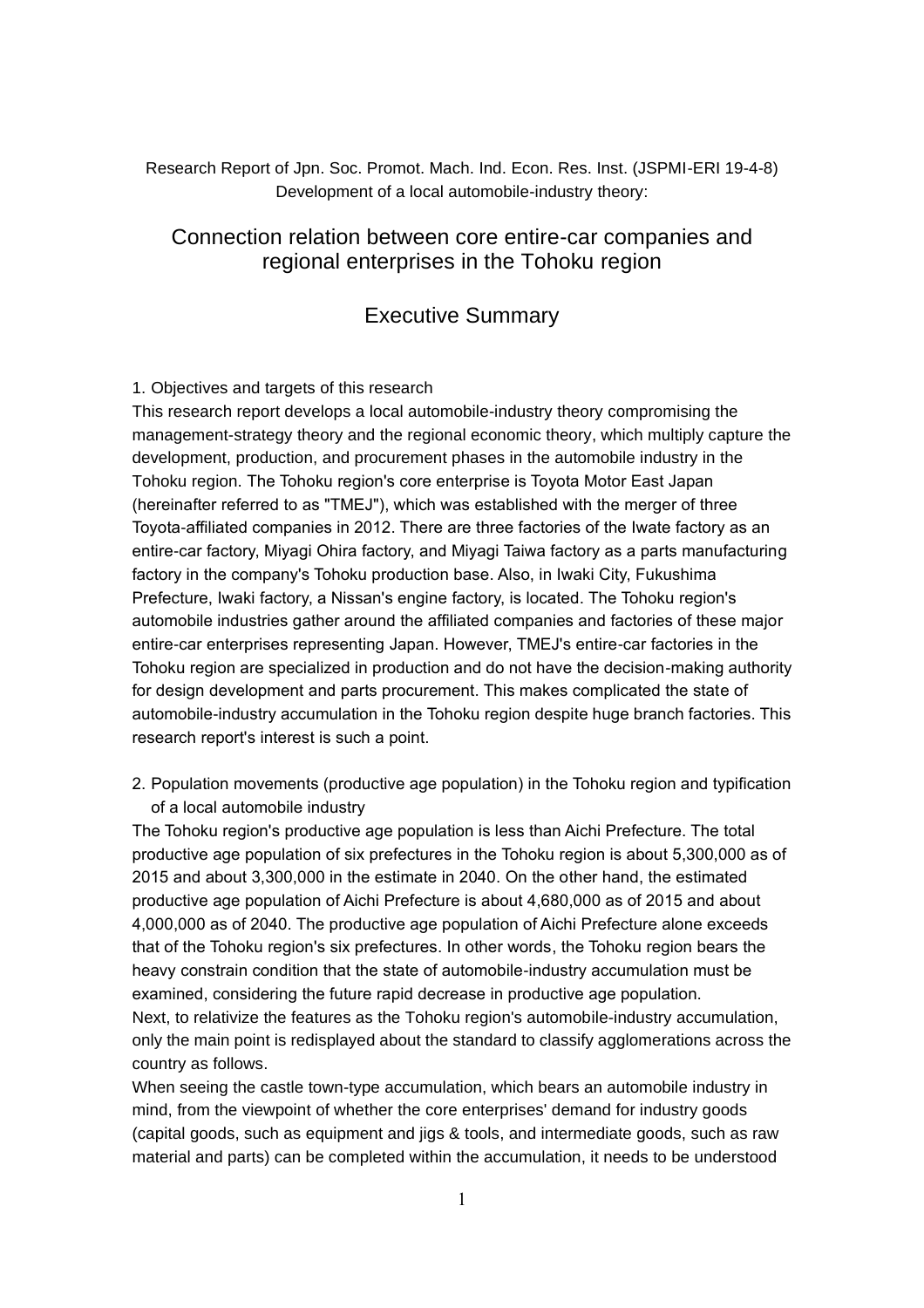Research Report of Jpn. Soc. Promot. Mach. Ind. Econ. Res. Inst. (JSPMI-ERI 19-4-8)
Development of a local automobile-industry theory:

# Connection relation between core entire-car companies and regional enterprises in the Tohoku region

## Executive Summary

1. Objectives and targets of this research

This research report develops a local automobile-industry theory compromising the management-strategy theory and the regional economic theory, which multiply capture the development, production, and procurement phases in the automobile industry in the Tohoku region. The Tohoku region's core enterprise is Toyota Motor East Japan (hereinafter referred to as "TMEJ"), which was established with the merger of three Toyota-affiliated companies in 2012. There are three factories of the Iwate factory as an entire-car factory, Miyagi Ohira factory, and Miyagi Taiwa factory as a parts manufacturing factory in the company's Tohoku production base. Also, in Iwaki City, Fukushima Prefecture, Iwaki factory, a Nissan's engine factory, is located. The Tohoku region's automobile industries gather around the affiliated companies and factories of these major entire-car enterprises representing Japan. However, TMEJ's entire-car factories in the Tohoku region are specialized in production and do not have the decision-making authority for design development and parts procurement. This makes complicated the state of automobile-industry accumulation in the Tohoku region despite huge branch factories. This research report's interest is such a point.

2. Population movements (productive age population) in the Tohoku region and typification of a local automobile industry

The Tohoku region's productive age population is less than Aichi Prefecture. The total productive age population of six prefectures in the Tohoku region is about 5,300,000 as of 2015 and about 3,300,000 in the estimate in 2040. On the other hand, the estimated productive age population of Aichi Prefecture is about 4,680,000 as of 2015 and about 4,000,000 as of 2040. The productive age population of Aichi Prefecture alone exceeds that of the Tohoku region's six prefectures. In other words, the Tohoku region bears the heavy constrain condition that the state of automobile-industry accumulation must be examined, considering the future rapid decrease in productive age population.

Next, to relativize the features as the Tohoku region's automobile-industry accumulation, only the main point is redisplayed about the standard to classify agglomerations across the country as follows.

When seeing the castle town-type accumulation, which bears an automobile industry in mind, from the viewpoint of whether the core enterprises' demand for industry goods (capital goods, such as equipment and jigs & tools, and intermediate goods, such as raw material and parts) can be completed within the accumulation, it needs to be understood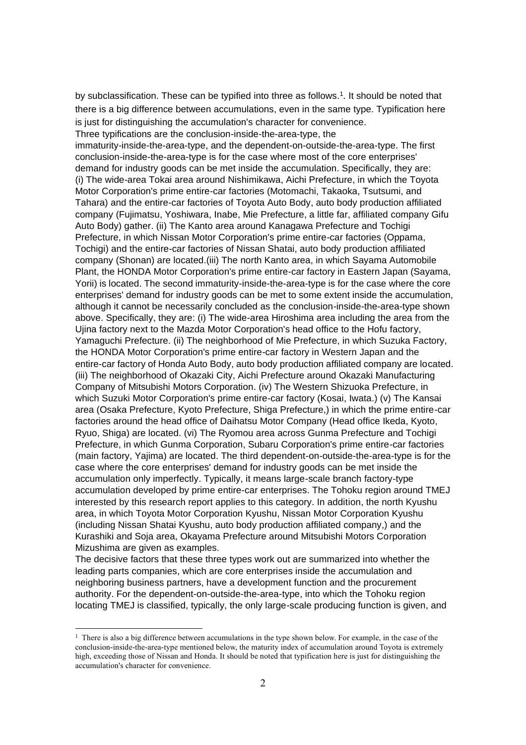by subclassification. These can be typified into three as follows.[1]. It should be noted that there is a big difference between accumulations, even in the same type. Typification here is just for distinguishing the accumulation's character for convenience.

Three typifications are the conclusion-inside-the-area-type, the immaturity-inside-the-area-type, and the dependent-on-outside-the-area-type. The first conclusion-inside-the-area-type is for the case where most of the core enterprises' demand for industry goods can be met inside the accumulation. Specifically, they are: (i) The wide-area Tokai area around Nishimikawa, Aichi Prefecture, in which the Toyota Motor Corporation's prime entire-car factories (Motomachi, Takaoka, Tsutsumi, and Tahara) and the entire-car factories of Toyota Auto Body, auto body production affiliated company (Fujimatsu, Yoshiwara, Inabe, Mie Prefecture, a little far, affiliated company Gifu Auto Body) gather. (ii) The Kanto area around Kanagawa Prefecture and Tochigi Prefecture, in which Nissan Motor Corporation's prime entire-car factories (Oppama, Tochigi) and the entire-car factories of Nissan Shatai, auto body production affiliated company (Shonan) are located.(iii) The north Kanto area, in which Sayama Automobile Plant, the HONDA Motor Corporation's prime entire-car factory in Eastern Japan (Sayama, Yorii) is located. The second immaturity-inside-the-area-type is for the case where the core enterprises' demand for industry goods can be met to some extent inside the accumulation, although it cannot be necessarily concluded as the conclusion-inside-the-area-type shown above. Specifically, they are: (i) The wide-area Hiroshima area including the area from the Ujina factory next to the Mazda Motor Corporation's head office to the Hofu factory, Yamaguchi Prefecture. (ii) The neighborhood of Mie Prefecture, in which Suzuka Factory, the HONDA Motor Corporation's prime entire-car factory in Western Japan and the entire-car factory of Honda Auto Body, auto body production affiliated company are located. (iii) The neighborhood of Okazaki City, Aichi Prefecture around Okazaki Manufacturing Company of Mitsubishi Motors Corporation. (iv) The Western Shizuoka Prefecture, in which Suzuki Motor Corporation's prime entire-car factory (Kosai, Iwata.) (v) The Kansai area (Osaka Prefecture, Kyoto Prefecture, Shiga Prefecture,) in which the prime entire-car factories around the head office of Daihatsu Motor Company (Head office Ikeda, Kyoto, Ryuo, Shiga) are located. (vi) The Ryomou area across Gunma Prefecture and Tochigi Prefecture, in which Gunma Corporation, Subaru Corporation's prime entire-car factories (main factory, Yajima) are located. The third dependent-on-outside-the-area-type is for the case where the core enterprises' demand for industry goods can be met inside the accumulation only imperfectly. Typically, it means large-scale branch factory-type accumulation developed by prime entire-car enterprises. The Tohoku region around TMEJ interested by this research report applies to this category. In addition, the north Kyushu area, in which Toyota Motor Corporation Kyushu, Nissan Motor Corporation Kyushu (including Nissan Shatai Kyushu, auto body production affiliated company,) and the Kurashiki and Soja area, Okayama Prefecture around Mitsubishi Motors Corporation Mizushima are given as examples.

The decisive factors that these three types work out are summarized into whether the leading parts companies, which are core enterprises inside the accumulation and neighboring business partners, have a development function and the procurement authority. For the dependent-on-outside-the-area-type, into which the Tohoku region locating TMEJ is classified, typically, the only large-scale producing function is given, and

[1] There is also a big difference between accumulations in the type shown below. For example, in the case of the conclusion-inside-the-area-type mentioned below, the maturity index of accumulation around Toyota is extremely high, exceeding those of Nissan and Honda. It should be noted that typification here is just for distinguishing the accumulation's character for convenience.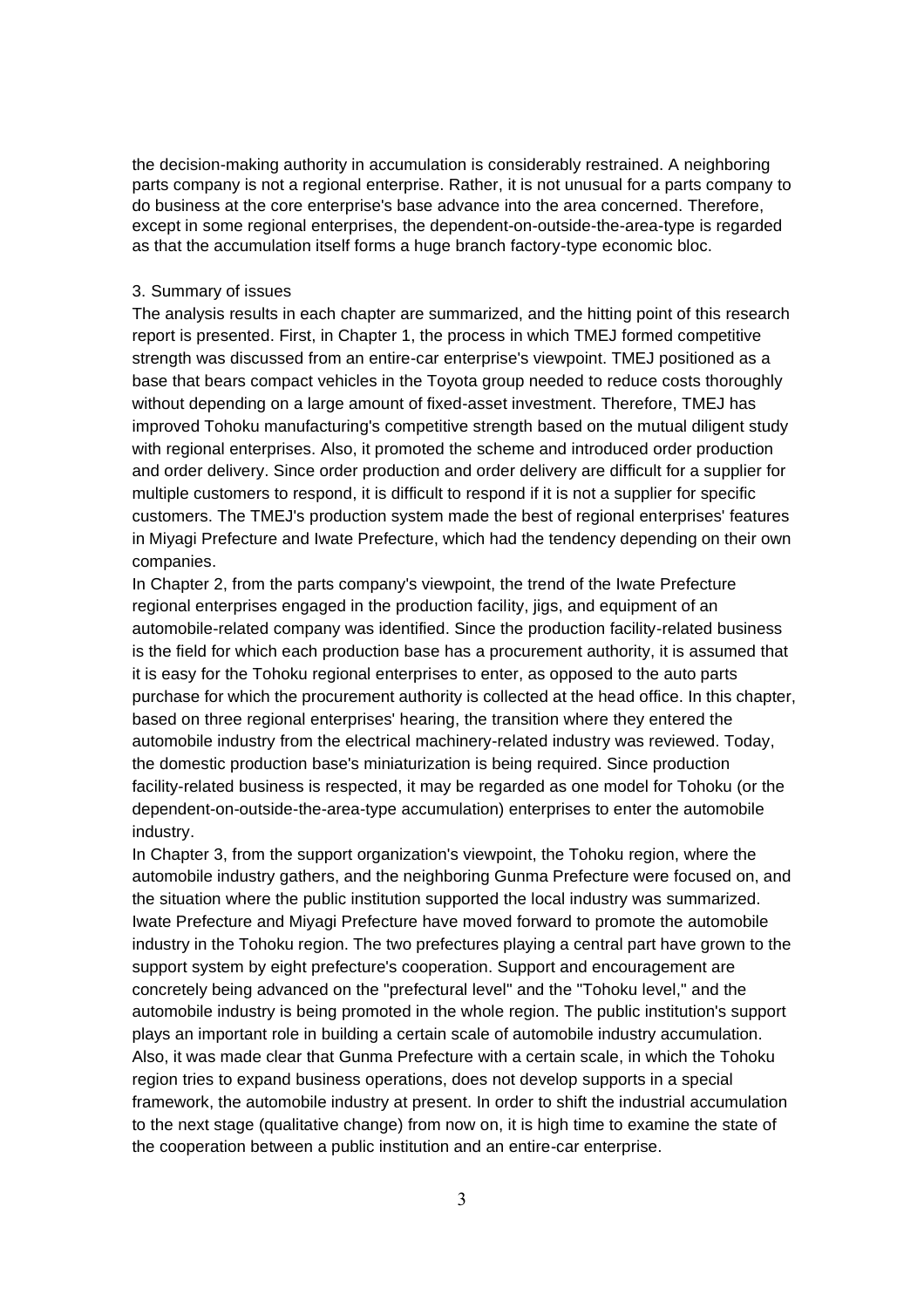the decision-making authority in accumulation is considerably restrained. A neighboring parts company is not a regional enterprise. Rather, it is not unusual for a parts company to do business at the core enterprise's base advance into the area concerned. Therefore, except in some regional enterprises, the dependent-on-outside-the-area-type is regarded as that the accumulation itself forms a huge branch factory-type economic bloc.

## 3. Summary of issues

The analysis results in each chapter are summarized, and the hitting point of this research report is presented. First, in Chapter 1, the process in which TMEJ formed competitive strength was discussed from an entire-car enterprise's viewpoint. TMEJ positioned as a base that bears compact vehicles in the Toyota group needed to reduce costs thoroughly without depending on a large amount of fixed-asset investment. Therefore, TMEJ has improved Tohoku manufacturing's competitive strength based on the mutual diligent study with regional enterprises. Also, it promoted the scheme and introduced order production and order delivery. Since order production and order delivery are difficult for a supplier for multiple customers to respond, it is difficult to respond if it is not a supplier for specific customers. The TMEJ's production system made the best of regional enterprises' features in Miyagi Prefecture and Iwate Prefecture, which had the tendency depending on their own companies.

In Chapter 2, from the parts company's viewpoint, the trend of the Iwate Prefecture regional enterprises engaged in the production facility, jigs, and equipment of an automobile-related company was identified. Since the production facility-related business is the field for which each production base has a procurement authority, it is assumed that it is easy for the Tohoku regional enterprises to enter, as opposed to the auto parts purchase for which the procurement authority is collected at the head office. In this chapter, based on three regional enterprises' hearing, the transition where they entered the automobile industry from the electrical machinery-related industry was reviewed. Today, the domestic production base's miniaturization is being required. Since production facility-related business is respected, it may be regarded as one model for Tohoku (or the dependent-on-outside-the-area-type accumulation) enterprises to enter the automobile industry.

In Chapter 3, from the support organization's viewpoint, the Tohoku region, where the automobile industry gathers, and the neighboring Gunma Prefecture were focused on, and the situation where the public institution supported the local industry was summarized. Iwate Prefecture and Miyagi Prefecture have moved forward to promote the automobile industry in the Tohoku region. The two prefectures playing a central part have grown to the support system by eight prefecture's cooperation. Support and encouragement are concretely being advanced on the "prefectural level" and the "Tohoku level," and the automobile industry is being promoted in the whole region. The public institution's support plays an important role in building a certain scale of automobile industry accumulation. Also, it was made clear that Gunma Prefecture with a certain scale, in which the Tohoku region tries to expand business operations, does not develop supports in a special framework, the automobile industry at present. In order to shift the industrial accumulation to the next stage (qualitative change) from now on, it is high time to examine the state of the cooperation between a public institution and an entire-car enterprise.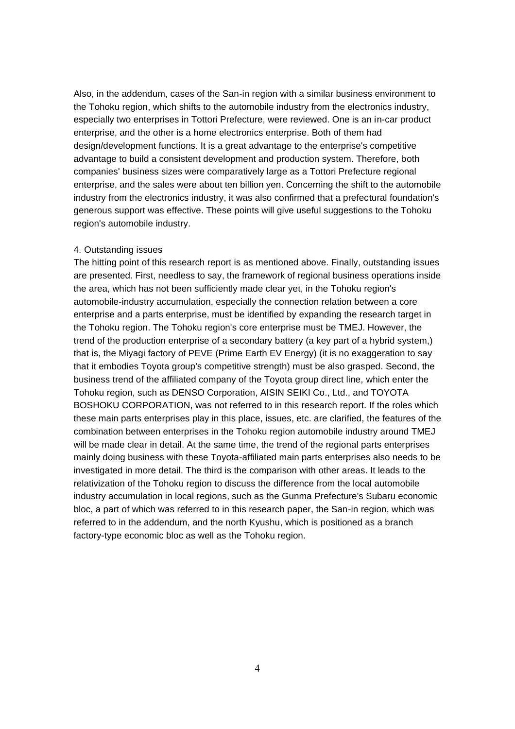Also, in the addendum, cases of the San-in region with a similar business environment to the Tohoku region, which shifts to the automobile industry from the electronics industry, especially two enterprises in Tottori Prefecture, were reviewed. One is an in-car product enterprise, and the other is a home electronics enterprise. Both of them had design/development functions. It is a great advantage to the enterprise's competitive advantage to build a consistent development and production system. Therefore, both companies' business sizes were comparatively large as a Tottori Prefecture regional enterprise, and the sales were about ten billion yen. Concerning the shift to the automobile industry from the electronics industry, it was also confirmed that a prefectural foundation's generous support was effective. These points will give useful suggestions to the Tohoku region's automobile industry.

4. Outstanding issues

The hitting point of this research report is as mentioned above. Finally, outstanding issues are presented. First, needless to say, the framework of regional business operations inside the area, which has not been sufficiently made clear yet, in the Tohoku region's automobile-industry accumulation, especially the connection relation between a core enterprise and a parts enterprise, must be identified by expanding the research target in the Tohoku region. The Tohoku region's core enterprise must be TMEJ. However, the trend of the production enterprise of a secondary battery (a key part of a hybrid system,) that is, the Miyagi factory of PEVE (Prime Earth EV Energy) (it is no exaggeration to say that it embodies Toyota group's competitive strength) must be also grasped. Second, the business trend of the affiliated company of the Toyota group direct line, which enter the Tohoku region, such as DENSO Corporation, AISIN SEIKI Co., Ltd., and TOYOTA BOSHOKU CORPORATION, was not referred to in this research report. If the roles which these main parts enterprises play in this place, issues, etc. are clarified, the features of the combination between enterprises in the Tohoku region automobile industry around TMEJ will be made clear in detail. At the same time, the trend of the regional parts enterprises mainly doing business with these Toyota-affiliated main parts enterprises also needs to be investigated in more detail. The third is the comparison with other areas. It leads to the relativization of the Tohoku region to discuss the difference from the local automobile industry accumulation in local regions, such as the Gunma Prefecture's Subaru economic bloc, a part of which was referred to in this research paper, the San-in region, which was referred to in the addendum, and the north Kyushu, which is positioned as a branch factory-type economic bloc as well as the Tohoku region.